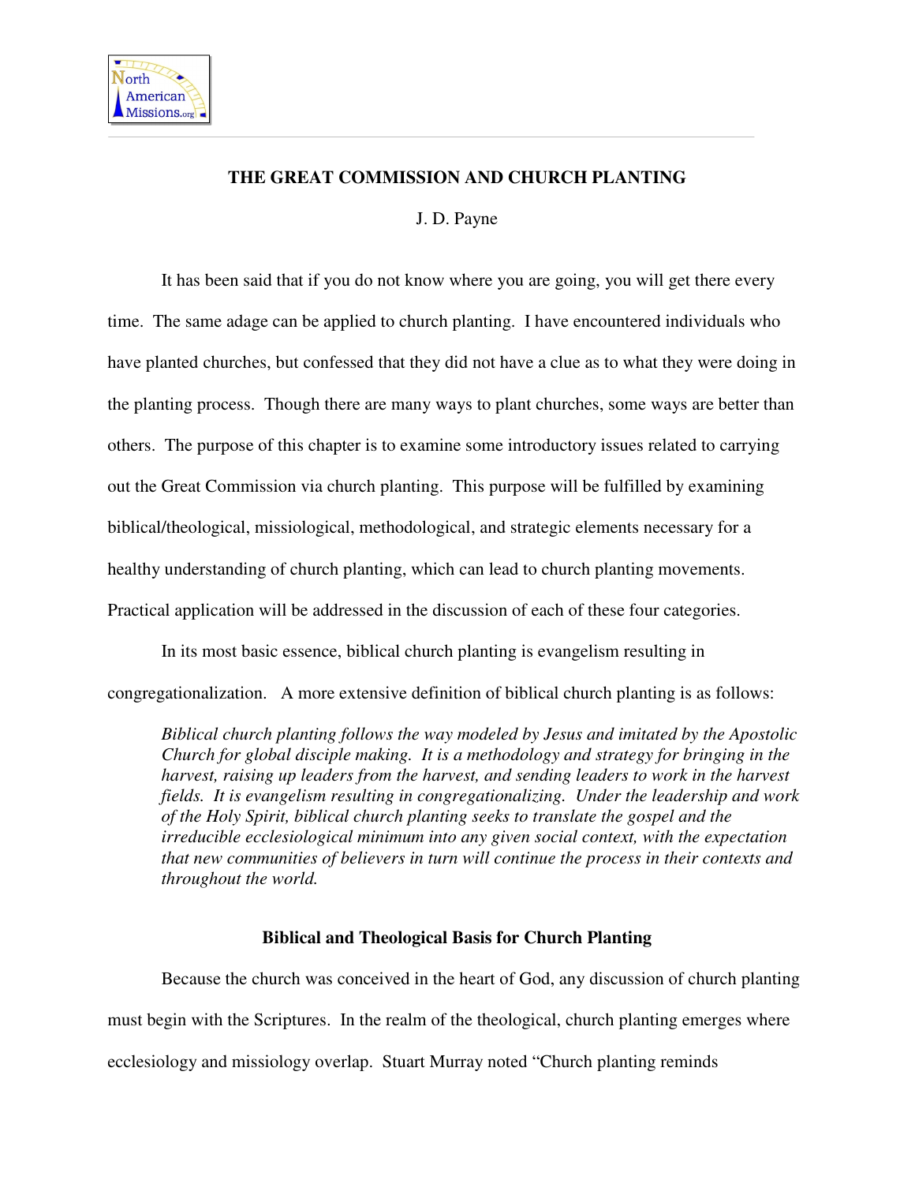# THE GREAT COMMISSION AND CHURCH PLANTING

J. D. Payne

It has been said that if you do not know where you are going, you will get there every time. The same adage can be applied to church planting. I have encountered individuals who have planted churches, but confessed that they did not have a clue as to what they were doing in the planting process. Though there are many ways to plant churches, some ways are better than others. The purpose of this chapter is to examine some introductory issues related to carrying out the Great Commission via church planting. This purpose will be fulfilled by examining biblical/theological, missiological, methodological, and strategic elements necessary for a healthy understanding of church planting, which can lead to church planting movements. Practical application will be addressed in the discussion of each of these four categories.

In its most basic essence, biblical church planting is evangelism resulting in congregationalization. A more extensive definition of biblical church planting is as follows:

> *Biblical church planting follows the way modeled by Jesus and imitated by the Apostolic Church for global disciple making. It is a methodology and strategy for bringing in the harvest, raising up leaders from the harvest, and sending leaders to work in the harvest fields. It is evangelism resulting in congregationalizing. Under the leadership and work of the Holy Spirit, biblical church planting seeks to translate the gospel and the irreducible ecclesiological minimum into any given social context, with the expectation that new communities of believers in turn will continue the process in their contexts and throughout the world.*

## Biblical and Theological Basis for Church Planting

Because the church was conceived in the heart of God, any discussion of church planting must begin with the Scriptures. In the realm of the theological, church planting emerges where ecclesiology and missiology overlap. Stuart Murray noted "Church planting reminds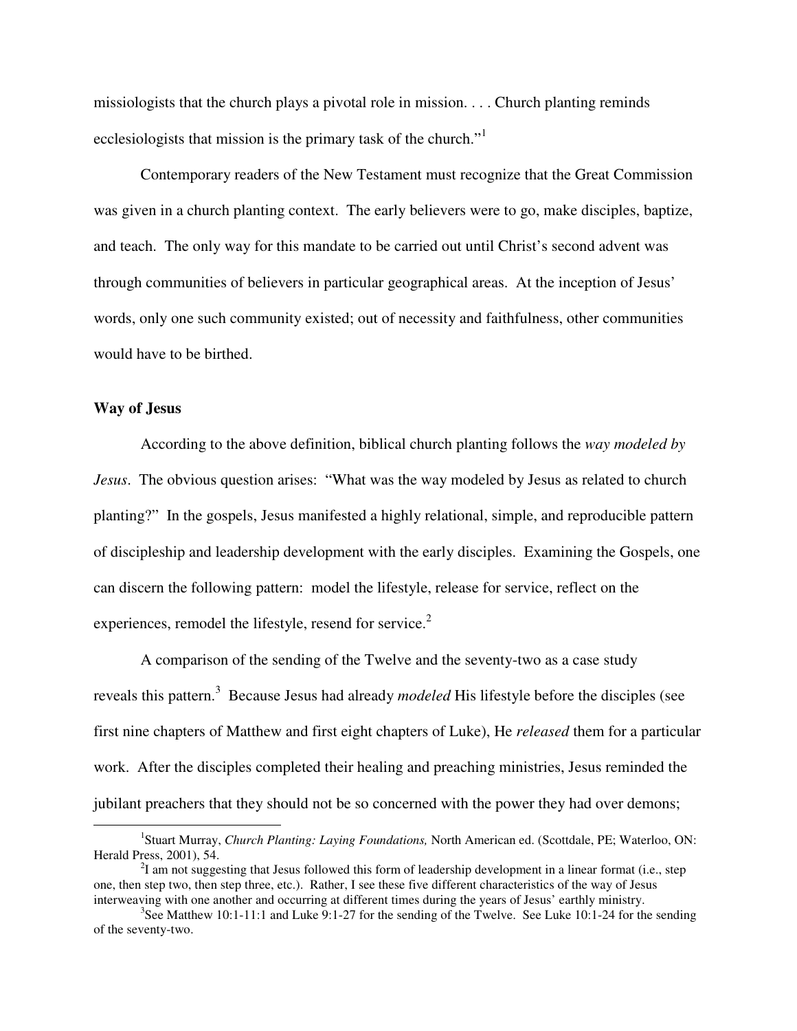missiologists that the church plays a pivotal role in mission. . . . Church planting reminds ecclesiologists that mission is the primary task of the church."[1]

Contemporary readers of the New Testament must recognize that the Great Commission was given in a church planting context. The early believers were to go, make disciples, baptize, and teach. The only way for this mandate to be carried out until Christ's second advent was through communities of believers in particular geographical areas. At the inception of Jesus' words, only one such community existed; out of necessity and faithfulness, other communities would have to be birthed.

**Way of Jesus**

According to the above definition, biblical church planting follows the *way modeled by Jesus*. The obvious question arises: "What was the way modeled by Jesus as related to church planting?" In the gospels, Jesus manifested a highly relational, simple, and reproducible pattern of discipleship and leadership development with the early disciples. Examining the Gospels, one can discern the following pattern: model the lifestyle, release for service, reflect on the experiences, remodel the lifestyle, resend for service.[2]

A comparison of the sending of the Twelve and the seventy-two as a case study reveals this pattern.[3] Because Jesus had already *modeled* His lifestyle before the disciples (see first nine chapters of Matthew and first eight chapters of Luke), He *released* them for a particular work. After the disciples completed their healing and preaching ministries, Jesus reminded the jubilant preachers that they should not be so concerned with the power they had over demons;

---

[1]Stuart Murray, *Church Planting: Laying Foundations,* North American ed. (Scottdale, PE; Waterloo, ON: Herald Press, 2001), 54.

[2]I am not suggesting that Jesus followed this form of leadership development in a linear format (i.e., step one, then step two, then step three, etc.). Rather, I see these five different characteristics of the way of Jesus interweaving with one another and occurring at different times during the years of Jesus' earthly ministry.

[3]See Matthew 10:1-11:1 and Luke 9:1-27 for the sending of the Twelve. See Luke 10:1-24 for the sending of the seventy-two.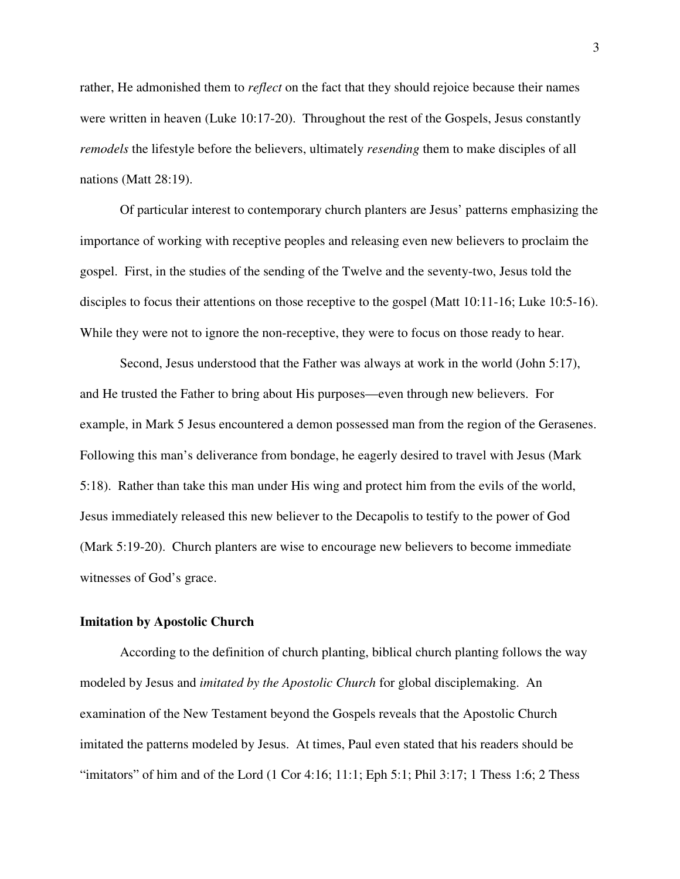rather, He admonished them to *reflect* on the fact that they should rejoice because their names were written in heaven (Luke 10:17-20). Throughout the rest of the Gospels, Jesus constantly *remodels* the lifestyle before the believers, ultimately *resending* them to make disciples of all nations (Matt 28:19).

Of particular interest to contemporary church planters are Jesus' patterns emphasizing the importance of working with receptive peoples and releasing even new believers to proclaim the gospel. First, in the studies of the sending of the Twelve and the seventy-two, Jesus told the disciples to focus their attentions on those receptive to the gospel (Matt 10:11-16; Luke 10:5-16). While they were not to ignore the non-receptive, they were to focus on those ready to hear.

Second, Jesus understood that the Father was always at work in the world (John 5:17), and He trusted the Father to bring about His purposes—even through new believers. For example, in Mark 5 Jesus encountered a demon possessed man from the region of the Gerasenes. Following this man's deliverance from bondage, he eagerly desired to travel with Jesus (Mark 5:18). Rather than take this man under His wing and protect him from the evils of the world, Jesus immediately released this new believer to the Decapolis to testify to the power of God (Mark 5:19-20). Church planters are wise to encourage new believers to become immediate witnesses of God's grace.

### Imitation by Apostolic Church

According to the definition of church planting, biblical church planting follows the way modeled by Jesus and *imitated by the Apostolic Church* for global disciplemaking. An examination of the New Testament beyond the Gospels reveals that the Apostolic Church imitated the patterns modeled by Jesus. At times, Paul even stated that his readers should be "imitators" of him and of the Lord (1 Cor 4:16; 11:1; Eph 5:1; Phil 3:17; 1 Thess 1:6; 2 Thess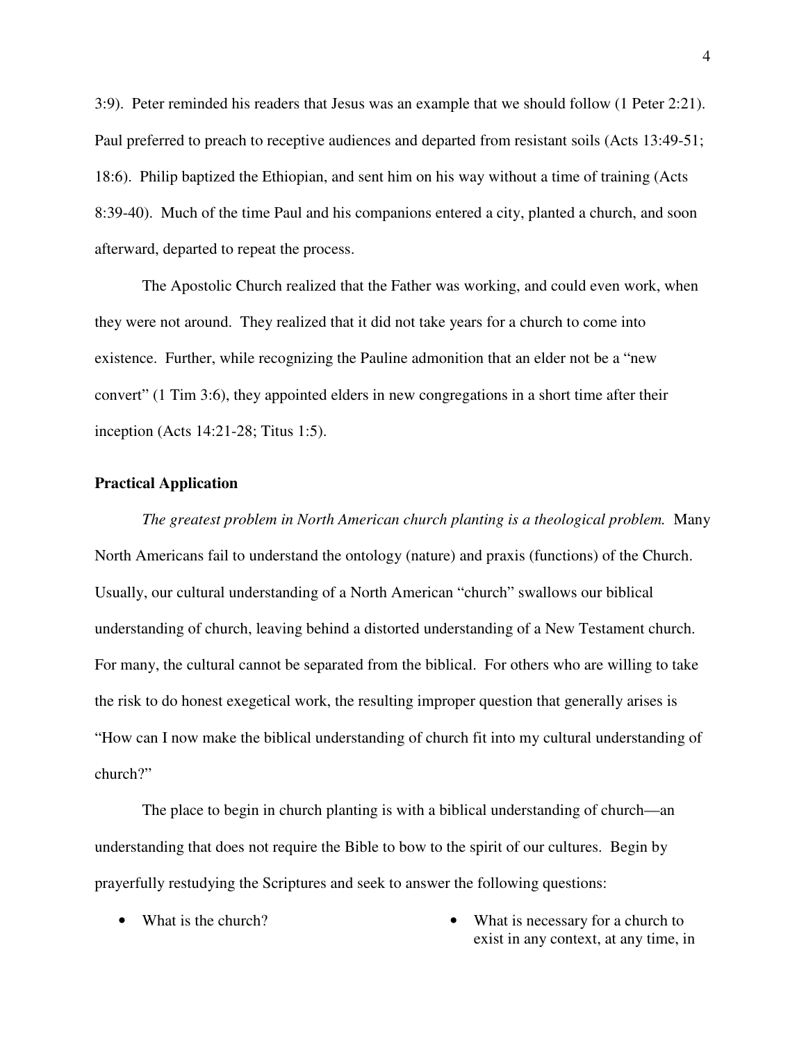3:9). Peter reminded his readers that Jesus was an example that we should follow (1 Peter 2:21). Paul preferred to preach to receptive audiences and departed from resistant soils (Acts 13:49-51; 18:6). Philip baptized the Ethiopian, and sent him on his way without a time of training (Acts 8:39-40). Much of the time Paul and his companions entered a city, planted a church, and soon afterward, departed to repeat the process.

The Apostolic Church realized that the Father was working, and could even work, when they were not around. They realized that it did not take years for a church to come into existence. Further, while recognizing the Pauline admonition that an elder not be a "new convert" (1 Tim 3:6), they appointed elders in new congregations in a short time after their inception (Acts 14:21-28; Titus 1:5).

**Practical Application**

*The greatest problem in North American church planting is a theological problem.* Many North Americans fail to understand the ontology (nature) and praxis (functions) of the Church. Usually, our cultural understanding of a North American "church" swallows our biblical understanding of church, leaving behind a distorted understanding of a New Testament church. For many, the cultural cannot be separated from the biblical. For others who are willing to take the risk to do honest exegetical work, the resulting improper question that generally arises is "How can I now make the biblical understanding of church fit into my cultural understanding of church?"

The place to begin in church planting is with a biblical understanding of church—an understanding that does not require the Bible to bow to the spirit of our cultures. Begin by prayerfully restudying the Scriptures and seek to answer the following questions:

- What is the church?
- What is necessary for a church to exist in any context, at any time, in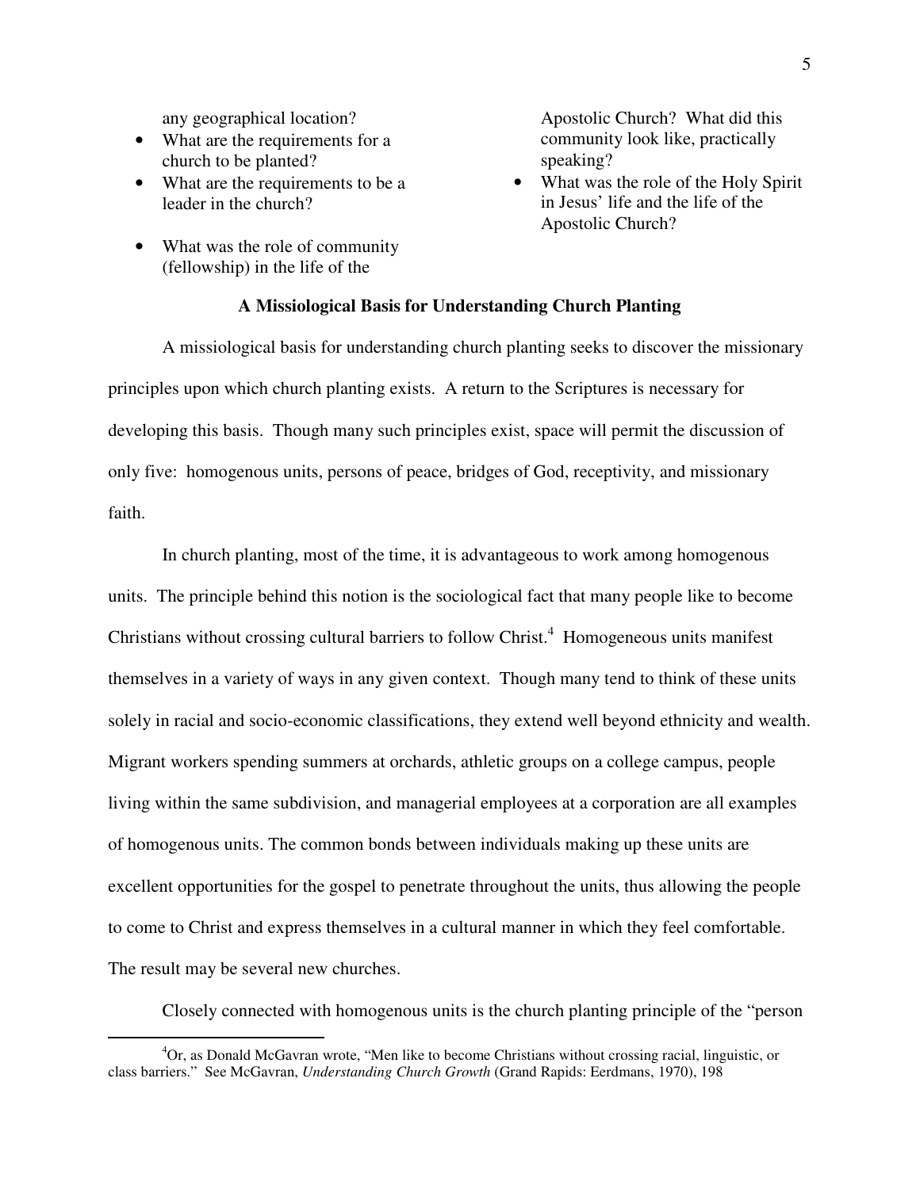any geographical location?

- What are the requirements for a church to be planted?
- What are the requirements to be a leader in the church?
- What was the role of community (fellowship) in the life of the Apostolic Church? What did this community look like, practically speaking?
- What was the role of the Holy Spirit in Jesus' life and the life of the Apostolic Church?

**A Missiological Basis for Understanding Church Planting**

A missiological basis for understanding church planting seeks to discover the missionary principles upon which church planting exists. A return to the Scriptures is necessary for developing this basis. Though many such principles exist, space will permit the discussion of only five: homogenous units, persons of peace, bridges of God, receptivity, and missionary faith.

In church planting, most of the time, it is advantageous to work among homogenous units. The principle behind this notion is the sociological fact that many people like to become Christians without crossing cultural barriers to follow Christ.[4] Homogeneous units manifest themselves in a variety of ways in any given context. Though many tend to think of these units solely in racial and socio-economic classifications, they extend well beyond ethnicity and wealth. Migrant workers spending summers at orchards, athletic groups on a college campus, people living within the same subdivision, and managerial employees at a corporation are all examples of homogenous units. The common bonds between individuals making up these units are excellent opportunities for the gospel to penetrate throughout the units, thus allowing the people to come to Christ and express themselves in a cultural manner in which they feel comfortable. The result may be several new churches.

Closely connected with homogenous units is the church planting principle of the "person

---

[4] Or, as Donald McGavran wrote, "Men like to become Christians without crossing racial, linguistic, or class barriers." See McGavran, *Understanding Church Growth* (Grand Rapids: Eerdmans, 1970), 198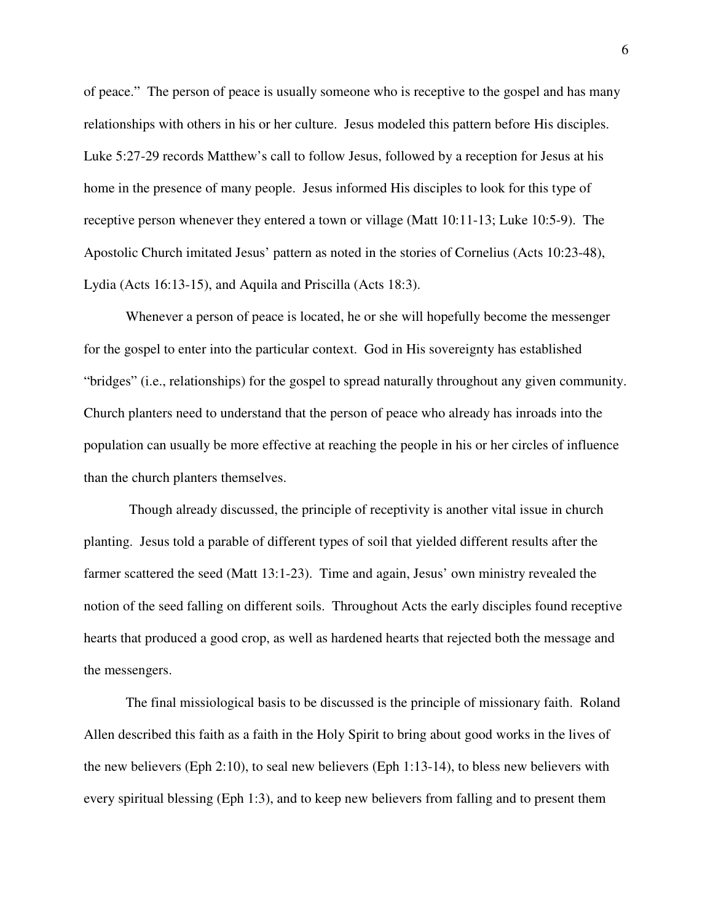of peace." The person of peace is usually someone who is receptive to the gospel and has many relationships with others in his or her culture. Jesus modeled this pattern before His disciples. Luke 5:27-29 records Matthew's call to follow Jesus, followed by a reception for Jesus at his home in the presence of many people. Jesus informed His disciples to look for this type of receptive person whenever they entered a town or village (Matt 10:11-13; Luke 10:5-9). The Apostolic Church imitated Jesus' pattern as noted in the stories of Cornelius (Acts 10:23-48), Lydia (Acts 16:13-15), and Aquila and Priscilla (Acts 18:3).

Whenever a person of peace is located, he or she will hopefully become the messenger for the gospel to enter into the particular context. God in His sovereignty has established "bridges" (i.e., relationships) for the gospel to spread naturally throughout any given community. Church planters need to understand that the person of peace who already has inroads into the population can usually be more effective at reaching the people in his or her circles of influence than the church planters themselves.

Though already discussed, the principle of receptivity is another vital issue in church planting. Jesus told a parable of different types of soil that yielded different results after the farmer scattered the seed (Matt 13:1-23). Time and again, Jesus' own ministry revealed the notion of the seed falling on different soils. Throughout Acts the early disciples found receptive hearts that produced a good crop, as well as hardened hearts that rejected both the message and the messengers.

The final missiological basis to be discussed is the principle of missionary faith. Roland Allen described this faith as a faith in the Holy Spirit to bring about good works in the lives of the new believers (Eph 2:10), to seal new believers (Eph 1:13-14), to bless new believers with every spiritual blessing (Eph 1:3), and to keep new believers from falling and to present them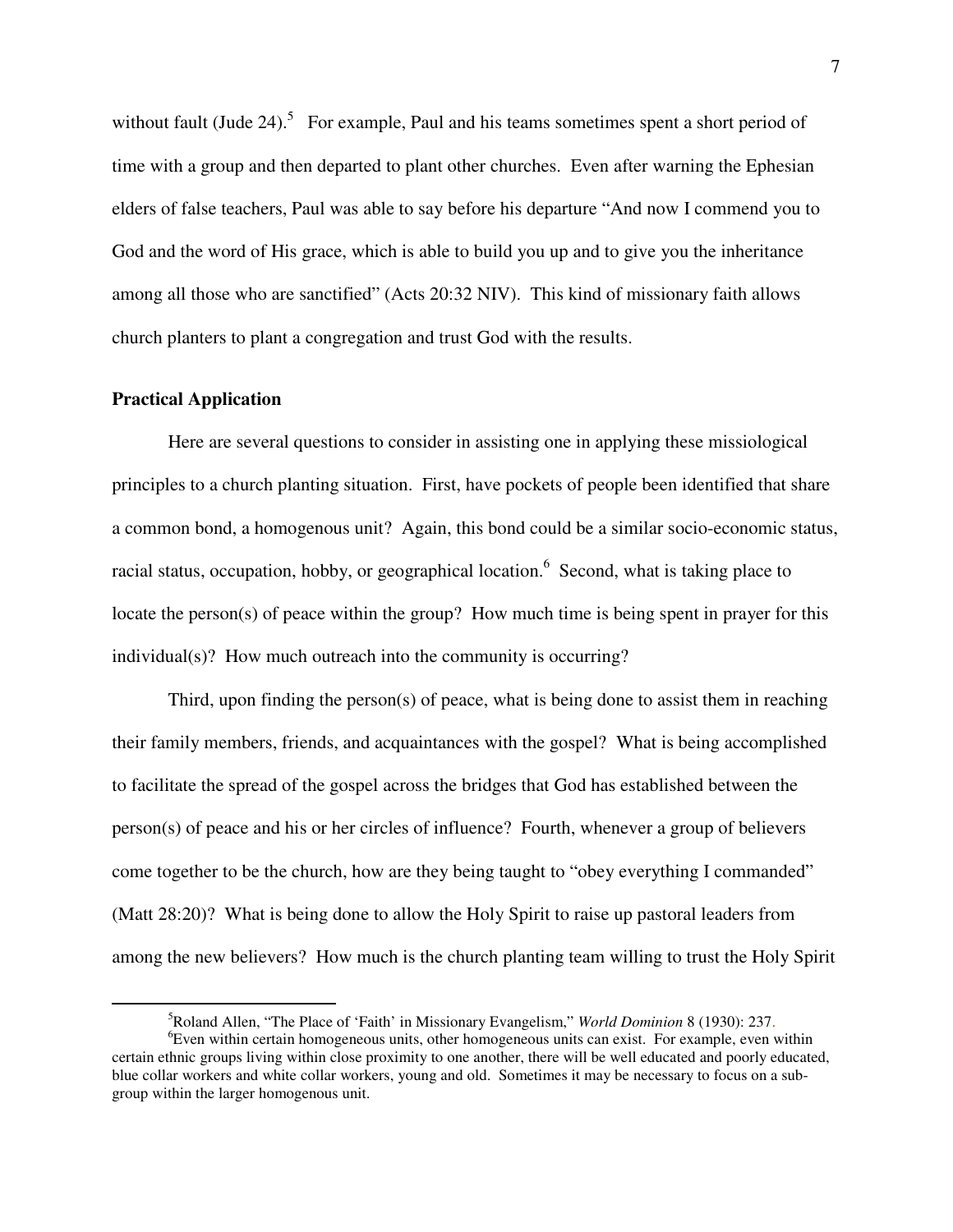without fault (Jude 24).[5] For example, Paul and his teams sometimes spent a short period of time with a group and then departed to plant other churches. Even after warning the Ephesian elders of false teachers, Paul was able to say before his departure "And now I commend you to God and the word of His grace, which is able to build you up and to give you the inheritance among all those who are sanctified" (Acts 20:32 NIV). This kind of missionary faith allows church planters to plant a congregation and trust God with the results.

**Practical Application**

Here are several questions to consider in assisting one in applying these missiological principles to a church planting situation. First, have pockets of people been identified that share a common bond, a homogenous unit? Again, this bond could be a similar socio-economic status, racial status, occupation, hobby, or geographical location.[6] Second, what is taking place to locate the person(s) of peace within the group? How much time is being spent in prayer for this individual(s)? How much outreach into the community is occurring?

Third, upon finding the person(s) of peace, what is being done to assist them in reaching their family members, friends, and acquaintances with the gospel? What is being accomplished to facilitate the spread of the gospel across the bridges that God has established between the person(s) of peace and his or her circles of influence? Fourth, whenever a group of believers come together to be the church, how are they being taught to "obey everything I commanded" (Matt 28:20)? What is being done to allow the Holy Spirit to raise up pastoral leaders from among the new believers? How much is the church planting team willing to trust the Holy Spirit

---

[5] Roland Allen, "The Place of 'Faith' in Missionary Evangelism," *World Dominion* 8 (1930): 237.

[6] Even within certain homogeneous units, other homogeneous units can exist. For example, even within certain ethnic groups living within close proximity to one another, there will be well educated and poorly educated, blue collar workers and white collar workers, young and old. Sometimes it may be necessary to focus on a sub-group within the larger homogenous unit.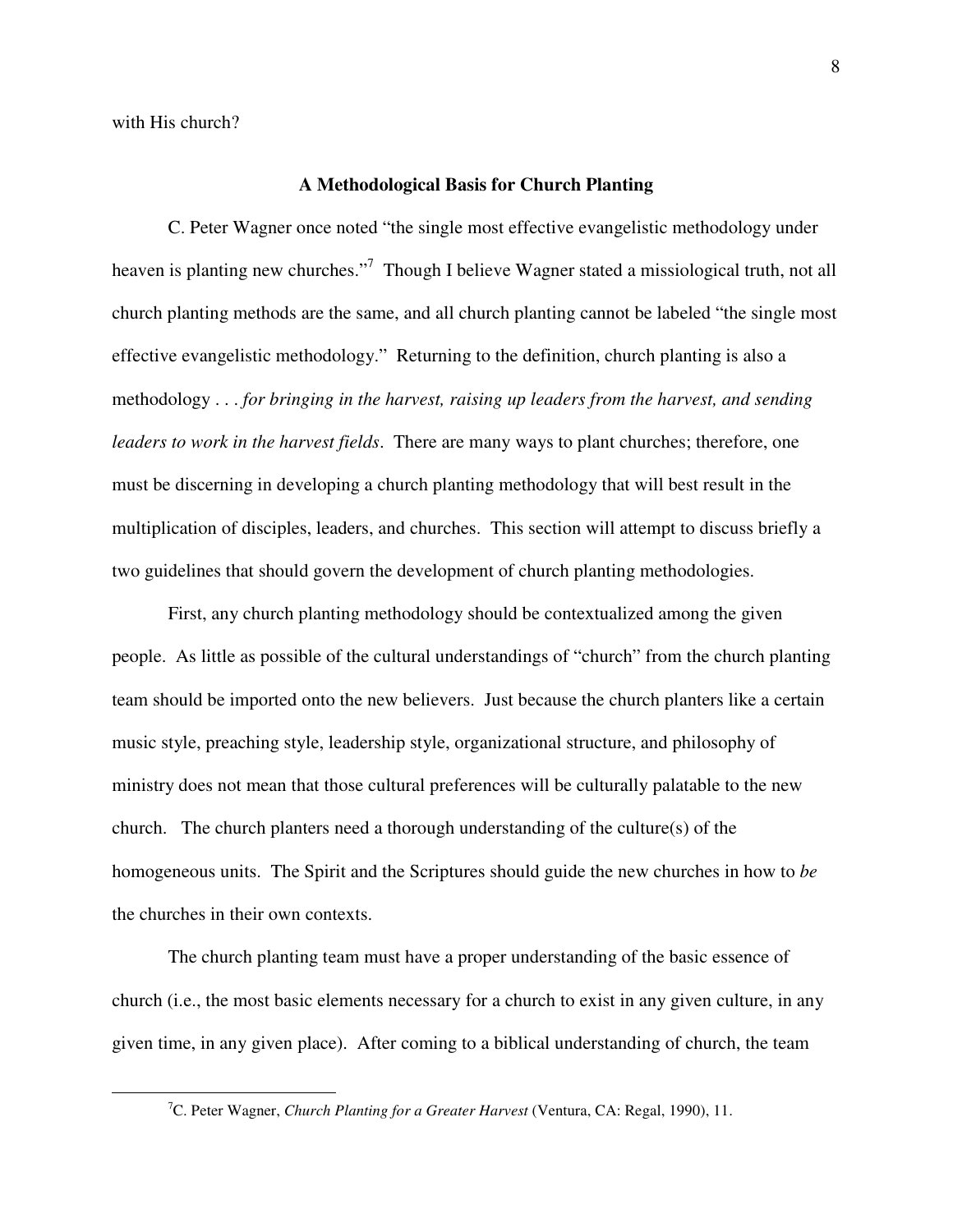with His church?

## A Methodological Basis for Church Planting

C. Peter Wagner once noted "the single most effective evangelistic methodology under heaven is planting new churches."[7] Though I believe Wagner stated a missiological truth, not all church planting methods are the same, and all church planting cannot be labeled "the single most effective evangelistic methodology." Returning to the definition, church planting is also a methodology . . . *for bringing in the harvest, raising up leaders from the harvest, and sending leaders to work in the harvest fields*. There are many ways to plant churches; therefore, one must be discerning in developing a church planting methodology that will best result in the multiplication of disciples, leaders, and churches. This section will attempt to discuss briefly a two guidelines that should govern the development of church planting methodologies.

First, any church planting methodology should be contextualized among the given people. As little as possible of the cultural understandings of "church" from the church planting team should be imported onto the new believers. Just because the church planters like a certain music style, preaching style, leadership style, organizational structure, and philosophy of ministry does not mean that those cultural preferences will be culturally palatable to the new church. The church planters need a thorough understanding of the culture(s) of the homogeneous units. The Spirit and the Scriptures should guide the new churches in how to *be* the churches in their own contexts.

The church planting team must have a proper understanding of the basic essence of church (i.e., the most basic elements necessary for a church to exist in any given culture, in any given time, in any given place). After coming to a biblical understanding of church, the team

---

[7] C. Peter Wagner, *Church Planting for a Greater Harvest* (Ventura, CA: Regal, 1990), 11.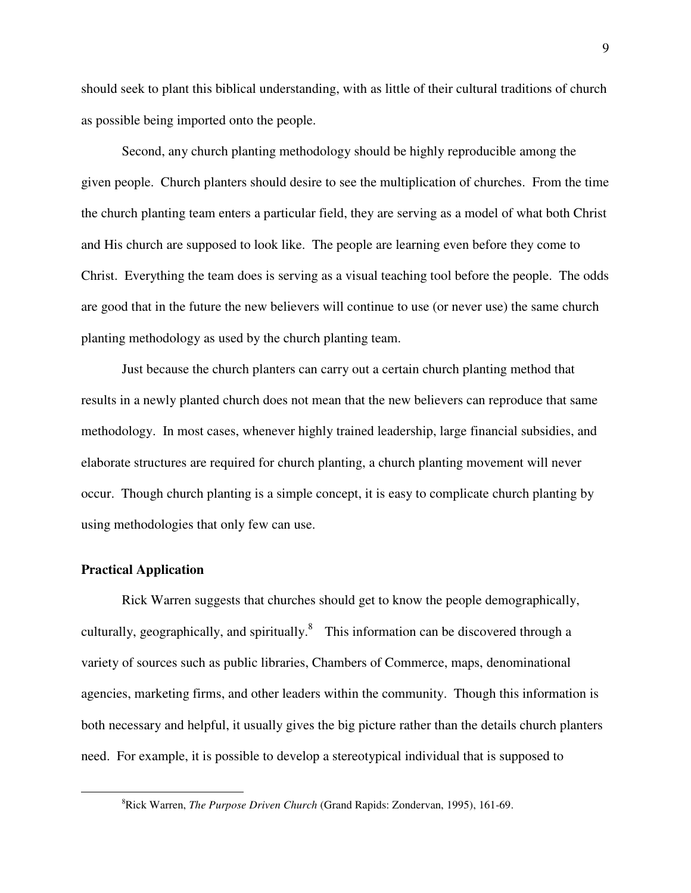should seek to plant this biblical understanding, with as little of their cultural traditions of church as possible being imported onto the people.

Second, any church planting methodology should be highly reproducible among the given people. Church planters should desire to see the multiplication of churches. From the time the church planting team enters a particular field, they are serving as a model of what both Christ and His church are supposed to look like. The people are learning even before they come to Christ. Everything the team does is serving as a visual teaching tool before the people. The odds are good that in the future the new believers will continue to use (or never use) the same church planting methodology as used by the church planting team.

Just because the church planters can carry out a certain church planting method that results in a newly planted church does not mean that the new believers can reproduce that same methodology. In most cases, whenever highly trained leadership, large financial subsidies, and elaborate structures are required for church planting, a church planting movement will never occur. Though church planting is a simple concept, it is easy to complicate church planting by using methodologies that only few can use.

**Practical Application**

Rick Warren suggests that churches should get to know the people demographically, culturally, geographically, and spiritually.[8] This information can be discovered through a variety of sources such as public libraries, Chambers of Commerce, maps, denominational agencies, marketing firms, and other leaders within the community. Though this information is both necessary and helpful, it usually gives the big picture rather than the details church planters need. For example, it is possible to develop a stereotypical individual that is supposed to

[8] Rick Warren, *The Purpose Driven Church* (Grand Rapids: Zondervan, 1995), 161-69.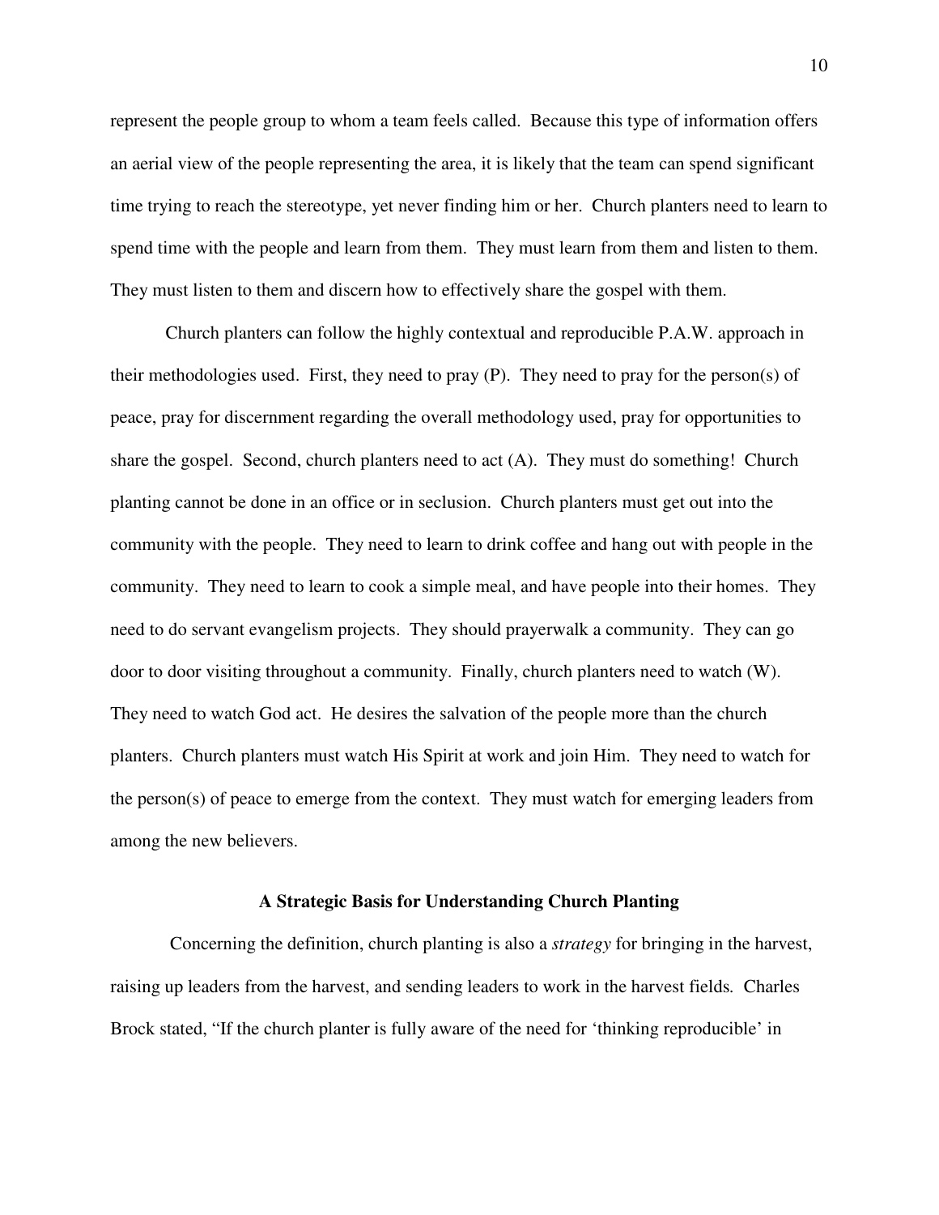represent the people group to whom a team feels called. Because this type of information offers an aerial view of the people representing the area, it is likely that the team can spend significant time trying to reach the stereotype, yet never finding him or her. Church planters need to learn to spend time with the people and learn from them. They must learn from them and listen to them. They must listen to them and discern how to effectively share the gospel with them.

Church planters can follow the highly contextual and reproducible P.A.W. approach in their methodologies used. First, they need to pray (P). They need to pray for the person(s) of peace, pray for discernment regarding the overall methodology used, pray for opportunities to share the gospel. Second, church planters need to act (A). They must do something! Church planting cannot be done in an office or in seclusion. Church planters must get out into the community with the people. They need to learn to drink coffee and hang out with people in the community. They need to learn to cook a simple meal, and have people into their homes. They need to do servant evangelism projects. They should prayerwalk a community. They can go door to door visiting throughout a community. Finally, church planters need to watch (W). They need to watch God act. He desires the salvation of the people more than the church planters. Church planters must watch His Spirit at work and join Him. They need to watch for the person(s) of peace to emerge from the context. They must watch for emerging leaders from among the new believers.

### A Strategic Basis for Understanding Church Planting

Concerning the definition, church planting is also a *strategy* for bringing in the harvest, raising up leaders from the harvest, and sending leaders to work in the harvest fields. Charles Brock stated, "If the church planter is fully aware of the need for 'thinking reproducible' in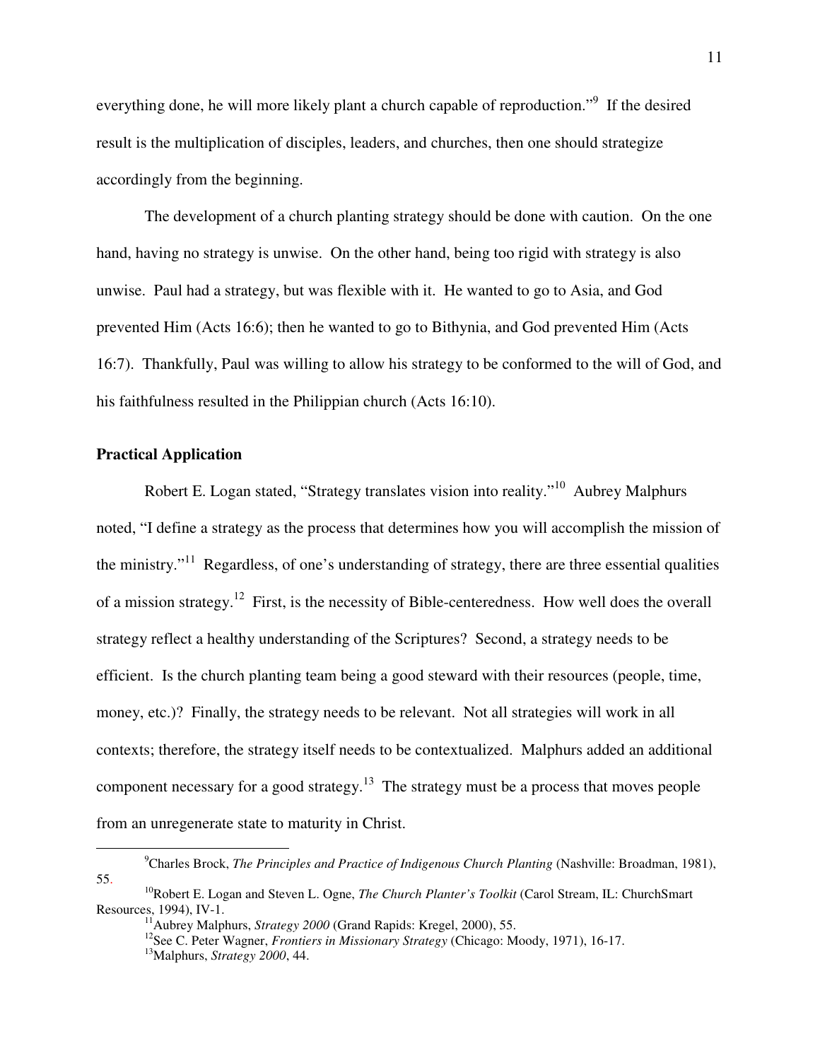everything done, he will more likely plant a church capable of reproduction."[9] If the desired result is the multiplication of disciples, leaders, and churches, then one should strategize accordingly from the beginning.

The development of a church planting strategy should be done with caution. On the one hand, having no strategy is unwise. On the other hand, being too rigid with strategy is also unwise. Paul had a strategy, but was flexible with it. He wanted to go to Asia, and God prevented Him (Acts 16:6); then he wanted to go to Bithynia, and God prevented Him (Acts 16:7). Thankfully, Paul was willing to allow his strategy to be conformed to the will of God, and his faithfulness resulted in the Philippian church (Acts 16:10).

**Practical Application**

Robert E. Logan stated, "Strategy translates vision into reality."[10] Aubrey Malphurs noted, "I define a strategy as the process that determines how you will accomplish the mission of the ministry."[11] Regardless, of one's understanding of strategy, there are three essential qualities of a mission strategy.[12] First, is the necessity of Bible-centeredness. How well does the overall strategy reflect a healthy understanding of the Scriptures? Second, a strategy needs to be efficient. Is the church planting team being a good steward with their resources (people, time, money, etc.)? Finally, the strategy needs to be relevant. Not all strategies will work in all contexts; therefore, the strategy itself needs to be contextualized. Malphurs added an additional component necessary for a good strategy.[13] The strategy must be a process that moves people from an unregenerate state to maturity in Christ.

---

[9] Charles Brock, *The Principles and Practice of Indigenous Church Planting* (Nashville: Broadman, 1981), 55.

[10] Robert E. Logan and Steven L. Ogne, *The Church Planter's Toolkit* (Carol Stream, IL: ChurchSmart Resources, 1994), IV-1.

[11] Aubrey Malphurs, *Strategy 2000* (Grand Rapids: Kregel, 2000), 55.

[12] See C. Peter Wagner, *Frontiers in Missionary Strategy* (Chicago: Moody, 1971), 16-17.

[13] Malphurs, *Strategy 2000*, 44.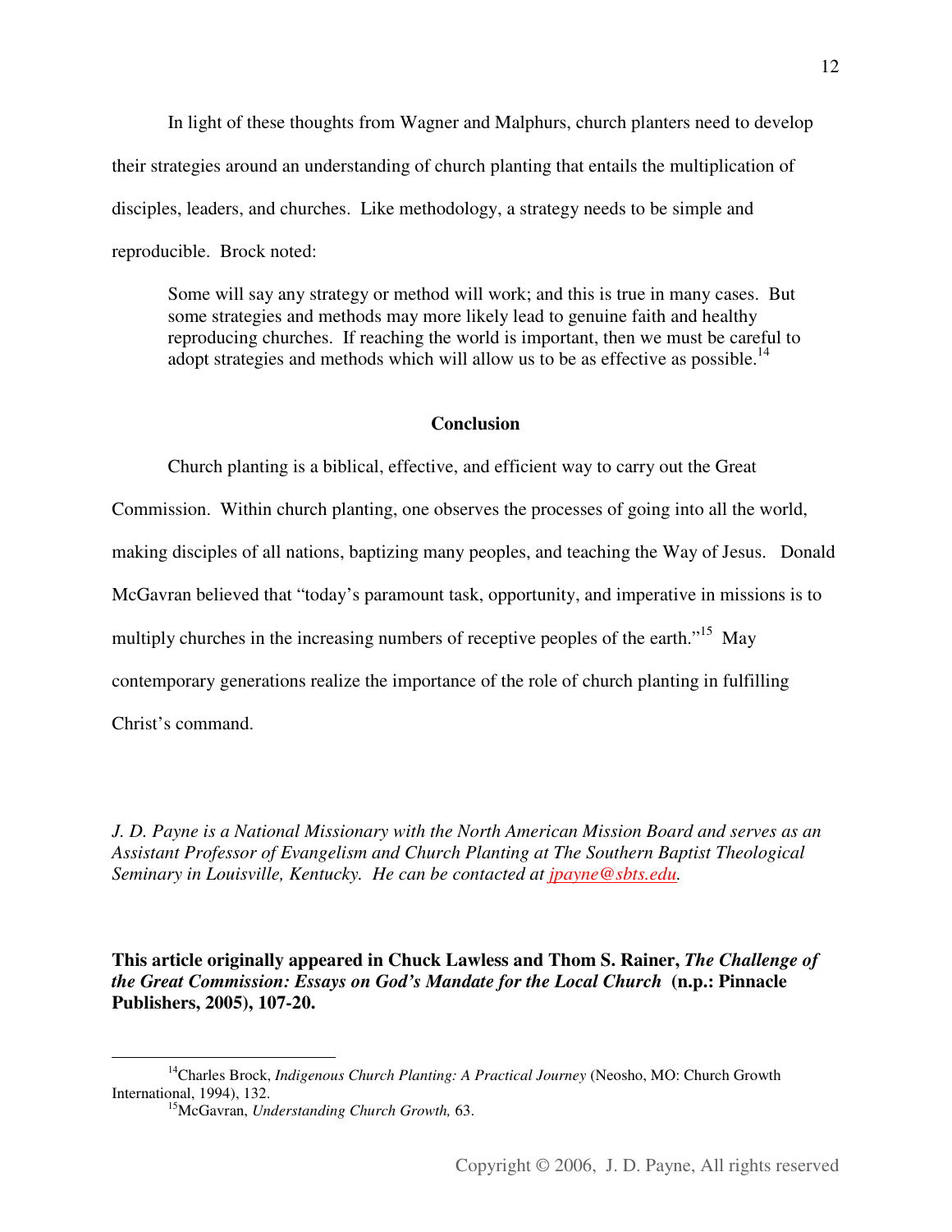In light of these thoughts from Wagner and Malphurs, church planters need to develop their strategies around an understanding of church planting that entails the multiplication of disciples, leaders, and churches. Like methodology, a strategy needs to be simple and reproducible. Brock noted:

> Some will say any strategy or method will work; and this is true in many cases. But some strategies and methods may more likely lead to genuine faith and healthy reproducing churches. If reaching the world is important, then we must be careful to adopt strategies and methods which will allow us to be as effective as possible.[14]

## Conclusion

Church planting is a biblical, effective, and efficient way to carry out the Great Commission. Within church planting, one observes the processes of going into all the world, making disciples of all nations, baptizing many peoples, and teaching the Way of Jesus. Donald McGavran believed that "today's paramount task, opportunity, and imperative in missions is to multiply churches in the increasing numbers of receptive peoples of the earth."[15] May contemporary generations realize the importance of the role of church planting in fulfilling Christ's command.

*J. D. Payne is a National Missionary with the North American Mission Board and serves as an Assistant Professor of Evangelism and Church Planting at The Southern Baptist Theological Seminary in Louisville, Kentucky. He can be contacted at jpayne@sbts.edu.*

**This article originally appeared in Chuck Lawless and Thom S. Rainer, *The Challenge of the Great Commission: Essays on God's Mandate for the Local Church* (n.p.: Pinnacle Publishers, 2005), 107-20.**

---

[14] Charles Brock, *Indigenous Church Planting: A Practical Journey* (Neosho, MO: Church Growth International, 1994), 132.

[15] McGavran, *Understanding Church Growth,* 63.

Copyright © 2006, J. D. Payne, All rights reserved